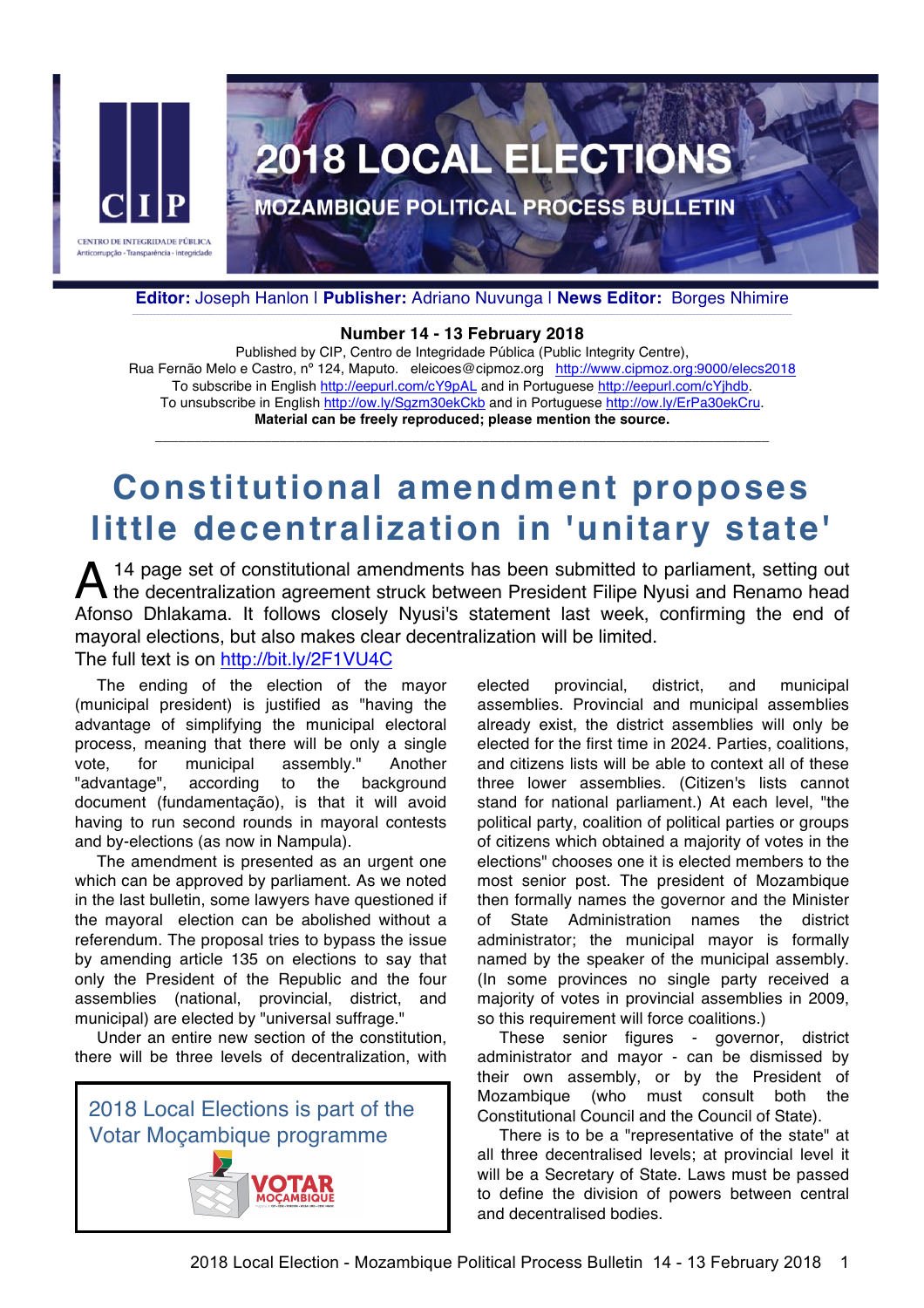# 2018 LOCAL ELECTIONS

## MOZAMBIQUE POLITICAL PROCESS BULLETIN

**Editor:** Joseph Hanlon | **Publisher:** Adriano Nuvunga | **News Editor:** Borges Nhimire

**Number 14 - 13 February 2018**

Published by CIP, Centro de Integridade Pública (Public Integrity Centre),
Rua Fernão Melo e Castro, nº 124, Maputo. eleicoes@cipmoz.org http://www.cipmoz.org:9000/elecs2018
To subscribe in English http://eepurl.com/cY9pAL and in Portuguese http://eepurl.com/cYjhdb.
To unsubscribe in English http://ow.ly/Sgzm30ekCkb and in Portuguese http://ow.ly/ErPa30ekCru.
**Material can be freely reproduced; please mention the source.**

---

# Constitutional amendment proposes little decentralization in 'unitary state'

A 14 page set of constitutional amendments has been submitted to parliament, setting out the decentralization agreement struck between President Filipe Nyusi and Renamo head Afonso Dhlakama. It follows closely Nyusi's statement last week, confirming the end of mayoral elections, but also makes clear decentralization will be limited.
The full text is on http://bit.ly/2F1VU4C

The ending of the election of the mayor (municipal president) is justified as "having the advantage of simplifying the municipal electoral process, meaning that there will be only a single vote, for municipal assembly." Another "advantage", according to the background document (fundamentação), is that it will avoid having to run second rounds in mayoral contests and by-elections (as now in Nampula).

The amendment is presented as an urgent one which can be approved by parliament. As we noted in the last bulletin, some lawyers have questioned if the mayoral election can be abolished without a referendum. The proposal tries to bypass the issue by amending article 135 on elections to say that only the President of the Republic and the four assemblies (national, provincial, district, and municipal) are elected by "universal suffrage."

Under an entire new section of the constitution, there will be three levels of decentralization, with elected provincial, district, and municipal assemblies. Provincial and municipal assemblies already exist, the district assemblies will only be elected for the first time in 2024. Parties, coalitions, and citizens lists will be able to context all of these three lower assemblies. (Citizen's lists cannot stand for national parliament.) At each level, "the political party, coalition of political parties or groups of citizens which obtained a majority of votes in the elections" chooses one it is elected members to the most senior post. The president of Mozambique then formally names the governor and the Minister of State Administration names the district administrator; the municipal mayor is formally named by the speaker of the municipal assembly. (In some provinces no single party received a majority of votes in provincial assemblies in 2009, so this requirement will force coalitions.)

These senior figures - governor, district administrator and mayor - can be dismissed by their own assembly, or by the President of Mozambique (who must consult both the Constitutional Council and the Council of State).

There is to be a "representative of the state" at all three decentralised levels; at provincial level it will be a Secretary of State. Laws must be passed to define the division of powers between central and decentralised bodies.

2018 Local Elections is part of the Votar Moçambique programme

VOTAR MOÇAMBIQUE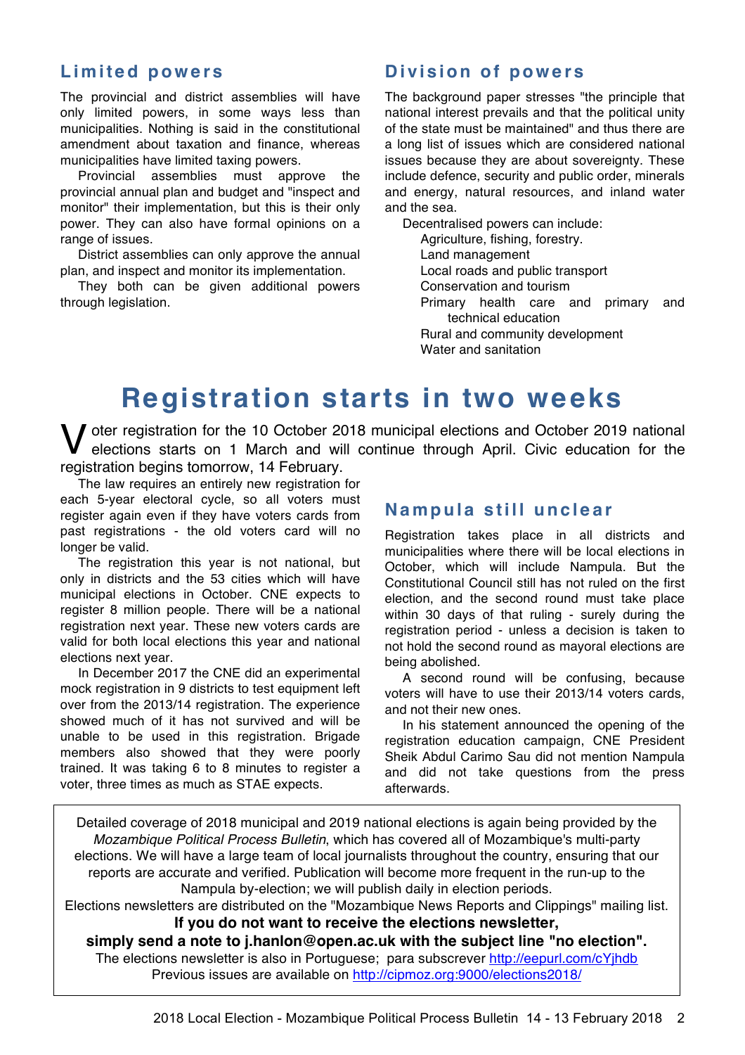## Limited powers

The provincial and district assemblies will have only limited powers, in some ways less than municipalities. Nothing is said in the constitutional amendment about taxation and finance, whereas municipalities have limited taxing powers.

Provincial assemblies must approve the provincial annual plan and budget and "inspect and monitor" their implementation, but this is their only power. They can also have formal opinions on a range of issues.

District assemblies can only approve the annual plan, and inspect and monitor its implementation.

They both can be given additional powers through legislation.

## Division of powers

The background paper stresses "the principle that national interest prevails and that the political unity of the state must be maintained" and thus there are a long list of issues which are considered national issues because they are about sovereignty. These include defence, security and public order, minerals and energy, natural resources, and inland water and the sea.

Decentralised powers can include:

- Agriculture, fishing, forestry.
- Land management
- Local roads and public transport
- Conservation and tourism
- Primary health care and primary and technical education
- Rural and community development
- Water and sanitation

# Registration starts in two weeks

Voter registration for the 10 October 2018 municipal elections and October 2019 national elections starts on 1 March and will continue through April. Civic education for the registration begins tomorrow, 14 February.

The law requires an entirely new registration for each 5-year electoral cycle, so all voters must register again even if they have voters cards from past registrations - the old voters card will no longer be valid.

The registration this year is not national, but only in districts and the 53 cities which will have municipal elections in October. CNE expects to register 8 million people. There will be a national registration next year. These new voters cards are valid for both local elections this year and national elections next year.

In December 2017 the CNE did an experimental mock registration in 9 districts to test equipment left over from the 2013/14 registration. The experience showed much of it has not survived and will be unable to be used in this registration. Brigade members also showed that they were poorly trained. It was taking 6 to 8 minutes to register a voter, three times as much as STAE expects.

## Nampula still unclear

Registration takes place in all districts and municipalities where there will be local elections in October, which will include Nampula. But the Constitutional Council still has not ruled on the first election, and the second round must take place within 30 days of that ruling - surely during the registration period - unless a decision is taken to not hold the second round as mayoral elections are being abolished.

A second round will be confusing, because voters will have to use their 2013/14 voters cards, and not their new ones.

In his statement announced the opening of the registration education campaign, CNE President Sheik Abdul Carimo Sau did not mention Nampula and did not take questions from the press afterwards.

---

Detailed coverage of 2018 municipal and 2019 national elections is again being provided by the *Mozambique Political Process Bulletin*, which has covered all of Mozambique's multi-party elections. We will have a large team of local journalists throughout the country, ensuring that our reports are accurate and verified. Publication will become more frequent in the run-up to the Nampula by-election; we will publish daily in election periods.

Elections newsletters are distributed on the "Mozambique News Reports and Clippings" mailing list.

**If you do not want to receive the elections newsletter,**
**simply send a note to j.hanlon@open.ac.uk with the subject line "no election".**

The elections newsletter is also in Portuguese; para subscrever http://eepurl.com/cYjhdb

Previous issues are available on http://cipmoz.org:9000/elections2018/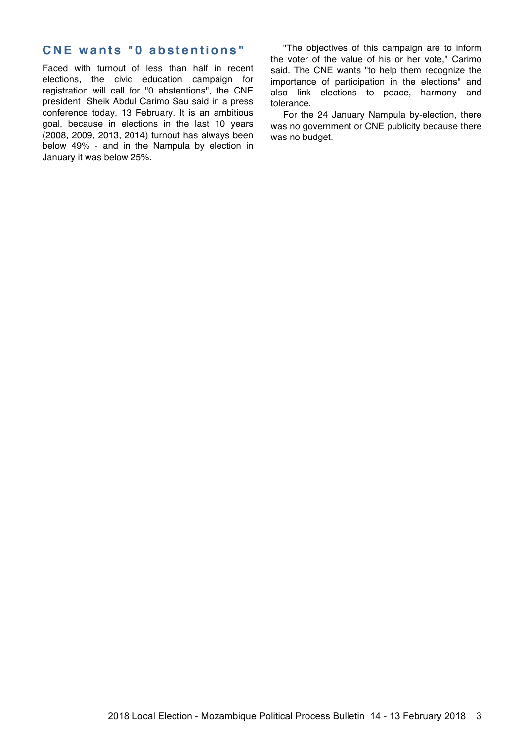## CNE wants "0 abstentions"

Faced with turnout of less than half in recent elections, the civic education campaign for registration will call for "0 abstentions", the CNE president Sheik Abdul Carimo Sau said in a press conference today, 13 February. It is an ambitious goal, because in elections in the last 10 years (2008, 2009, 2013, 2014) turnout has always been below 49% - and in the Nampula by election in January it was below 25%.

"The objectives of this campaign are to inform the voter of the value of his or her vote," Carimo said. The CNE wants "to help them recognize the importance of participation in the elections" and also link elections to peace, harmony and tolerance.

For the 24 January Nampula by-election, there was no government or CNE publicity because there was no budget.